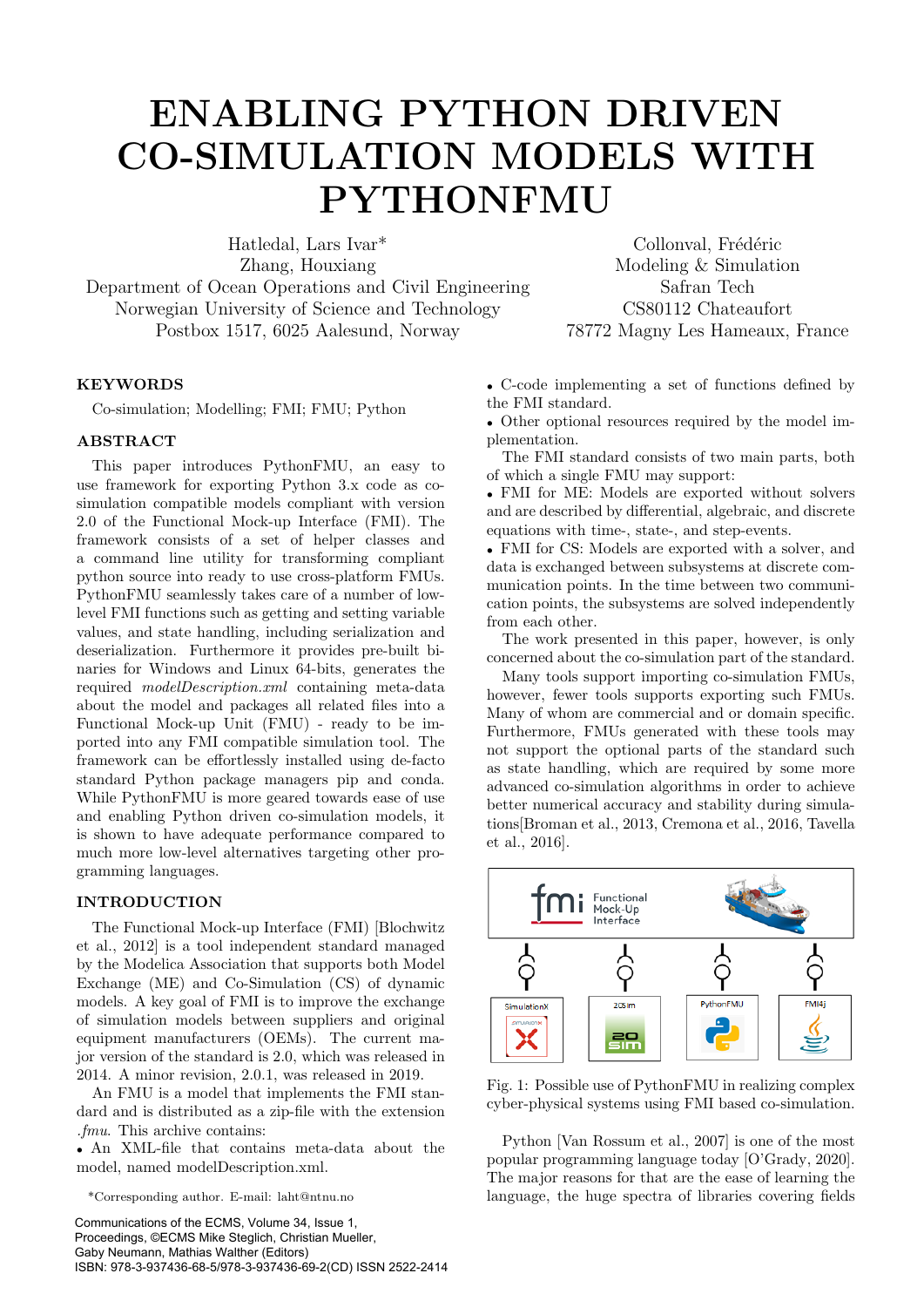# ENABLING PYTHON DRIVEN CO-SIMULATION MODELS WITH PYTHONFMU

Hatledal, Lars Ivar*
Zhang, Houxiang
Department of Ocean Operations and Civil Engineering
Norwegian University of Science and Technology
Postbox 1517, 6025 Aalesund, Norway

Collonval, Frédéric
Modeling & Simulation
Safran Tech
CS80112 Chateaufort
78772 Magny Les Hameaux, France

## KEYWORDS

Co-simulation; Modelling; FMI; FMU; Python

## ABSTRACT

This paper introduces PythonFMU, an easy to use framework for exporting Python 3.x code as co-simulation compatible models compliant with version 2.0 of the Functional Mock-up Interface (FMI). The framework consists of a set of base classes and a command line utility for transforming compliant python source into ready to use cross-platform FMUs. PythonFMU seamlessly takes care of a number of low-level FMI functions such as getting and setting variable values, and state handling, including serialization and deserialization. Furthermore it provides pre-built binaries for Windows and Linux 64-bits, generates the required *modelDescription.xml* containing meta-data about the model and packages all related files into a Functional Mock-up Unit (FMU) - ready to be imported into any FMI compatible simulation tool. The framework can be effortlessly installed using de-facto standard Python package managers pip and conda. While PythonFMU is more geared towards ease of use and enabling Python driven co-simulation models, it is shown to have adequate performance compared to much more low-level alternatives targeting other programming languages.

## INTRODUCTION

The Functional Mock-up Interface (FMI) [Blochwitz et al., 2012] is a tool independent standard managed by the Modelica Association that supports both Model Exchange (ME) and Co-Simulation (CS) of dynamic models. A key goal of FMI is to improve the exchange of simulation models between suppliers and original equipment manufacturers (OEMs). The current major version of the standard is 2.0, which was released in 2014. A minor revision, 2.0.1, was released in 2019.

An FMU is a model that implements the FMI standard and is distributed as a zip-file with the extension *.fmu*. This archive contains:

- An XML-file that contains meta-data about the model, named modelDescription.xml.
- C-code implementing a set of functions defined by the FMI standard.
- Other optional resources required by the model implementation.

The FMI standard consists of two main parts, both of which a single FMU may support:

- FMI for ME: Models are exported without solvers and are described by differential, algebraic, and discrete equations with time-, state-, and step-events.
- FMI for CS: Models are exported with a solver, and data is exchanged between subsystems at discrete communication points. In the time between two communication points, the subsystems are solved independently from each other.

The work presented in this paper, however, is only concerned about the co-simulation part of the standard.

Many tools support importing co-simulation FMUs, however, fewer tools supports exporting such FMUs. Many of whom are commercial and or domain specific. Furthermore, FMUs generated with these tools may not support the optional parts of the standard such as state handling, which are required by some more advanced co-simulation algorithms in order to achieve better numerical accuracy and stability during simulations[Broman et al., 2013, Cremona et al., 2016, Tavella et al., 2016].

Fig. 1: Possible use of PythonFMU in realizing complex cyber-physical systems using FMI based co-simulation.

Python [Van Rossum et al., 2007] is one of the most popular programming language today [O'Grady, 2020]. The major reasons for that are the ease of learning the language, the huge spectra of libraries covering fields

*Corresponding author. E-mail: laht@ntnu.no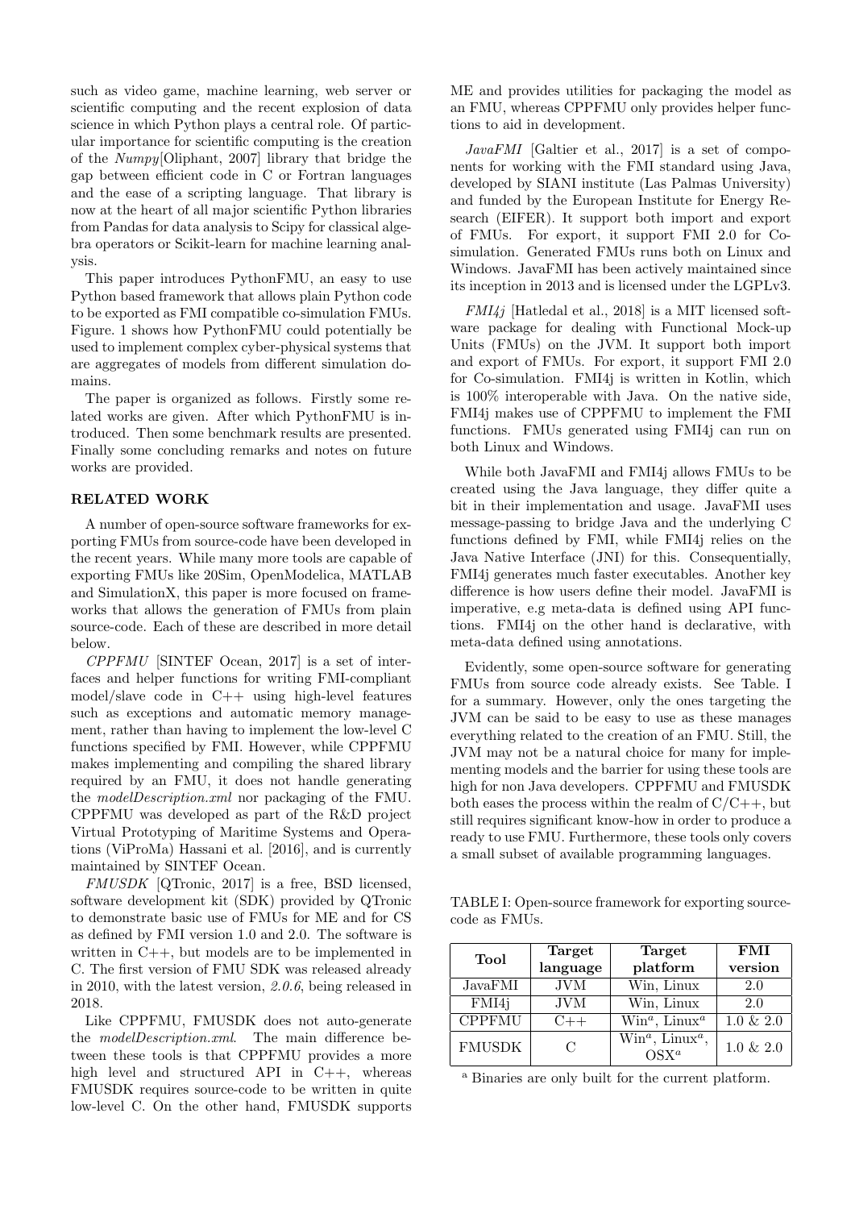such as video game, machine learning, web server or scientific computing and the recent explosion of data science in which Python plays a central role. Of particular importance for scientific computing is the creation of the *Numpy*[Oliphant, 2007] library that bridge the gap between efficient code in C or Fortran languages and the ease of a scripting language. That library is now at the heart of all major scientific Python libraries from Pandas for data analysis to Scipy for classical algebra operators or Scikit-learn for machine learning analysis.

This paper introduces PythonFMU, an easy to use Python based framework that allows plain Python code to be exported as FMI compatible co-simulation FMUs. Figure. 1 shows how PythonFMU could potentially be used to implement complex cyber-physical systems that are aggregates of models from different simulation domains.

The paper is organized as follows. Firstly some related works are given. After which PythonFMU is introduced. Then some benchmark results are presented. Finally some concluding remarks and notes on future works are provided.

## RELATED WORK

A number of open-source software frameworks for exporting FMUs from source-code have been developed in the recent years. While many more tools are capable of exporting FMUs like 20Sim, OpenModelica, MATLAB and SimulationX, this paper is more focused on frameworks that allows the generation of FMUs from plain source-code. Each of these are described in more detail below.

*CPPFMU* [SINTEF Ocean, 2017] is a set of interfaces and helper functions for writing FMI-compliant model/slave code in C++ using high-level features such as exceptions and automatic memory management, rather than having to implement the low-level C functions specified by FMI. However, while CPPFMU makes implementing and compiling the shared library required by an FMU, it does not handle generating the *modelDescription.xml* nor packaging of the FMU. CPPFMU was developed as part of the R&D project Virtual Prototyping of Maritime Systems and Operations (ViProMa) Hassani et al. [2016], and is currently maintained by SINTEF Ocean.

*FMUSDK* [QTronic, 2017] is a free, BSD licensed, software development kit (SDK) provided by QTronic to demonstrate basic use of FMUs for ME and for CS as defined by FMI version 1.0 and 2.0. The software is written in C++, but models are to be implemented in C. The first version of FMU SDK was released already in 2010, with the latest version, *2.0.6*, being released in 2018.

Like CPPFMU, FMUSDK does not auto-generate the *modelDescription.xml*. The main difference between these tools is that CPPFMU provides a more high level and structured API in C++, whereas FMUSDK requires source-code to be written in quite low-level C. On the other hand, FMUSDK supports ME and provides utilities for packaging the model as an FMU, whereas CPPFMU only provides helper functions to aid in development.

*JavaFMI* [Galtier et al., 2017] is a set of components for working with the FMI standard using Java, developed by SIANI institute (Las Palmas University) and funded by the European Institute for Energy Research (EIFER). It support both import and export of FMUs. For export, it support FMI 2.0 for Co-simulation. Generated FMUs runs both on Linux and Windows. JavaFMI has been actively maintained since its inception in 2013 and is licensed under the LGPLv3.

*FMI4j* [Hatledal et al., 2018] is a MIT licensed software package for dealing with Functional Mock-up Units (FMUs) on the JVM. It support both import and export of FMUs. For export, it support FMI 2.0 for Co-simulation. FMI4j is written in Kotlin, which is 100% interoperable with Java. On the native side, FMI4j makes use of CPPFMU to implement the FMI functions. FMUs generated using FMI4j can run on both Linux and Windows.

While both JavaFMI and FMI4j allows FMUs to be created using the Java language, they differ quite a bit in their implementation and usage. JavaFMI uses message-passing to bridge Java and the underlying C functions defined by FMI, while FMI4j relies on the Java Native Interface (JNI) for this. Consequentially, FMI4j generates much faster executables. Another key difference is how users define their model. JavaFMI is imperative, e.g meta-data is defined using API functions. FMI4j on the other hand is declarative, with meta-data defined using annotations.

Evidently, some open-source software for generating FMUs from source code already exists. See Table. I for a summary. However, only the ones targeting the JVM can be said to be easy to use as these manages everything related to the creation of an FMU. Still, the JVM may not be a natural choice for many for implementing models and the barrier for using these tools are high for non Java developers. CPPFMU and FMUSDK both eases the process within the realm of C/C++, but still requires significant know-how in order to produce a ready to use FMU. Furthermore, these tools only covers a small subset of available programming languages.

TABLE I: Open-source framework for exporting source-code as FMUs.

| Tool | Target language | Target platform | FMI version |
|---|---|---|---|
| JavaFMI | JVM | Win, Linux | 2.0 |
| FMI4j | JVM | Win, Linux | 2.0 |
| CPPFMU | C++ | Win[a], Linux[a] | 1.0 & 2.0 |
| FMUSDK | C | Win[a], Linux[a], OSX[a] | 1.0 & 2.0 |

[a] Binaries are only built for the current platform.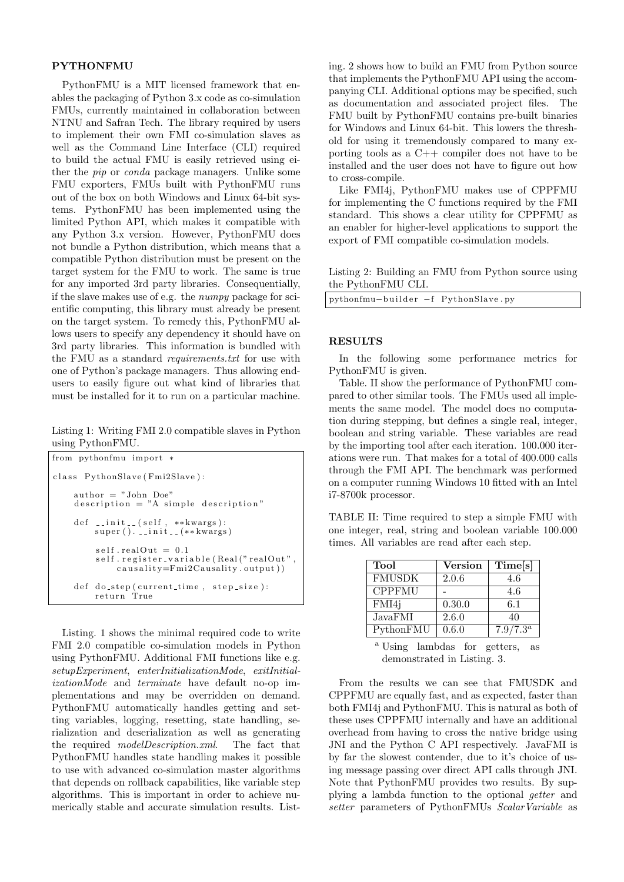## PYTHONFMU

PythonFMU is a MIT licensed framework that enables the packaging of Python 3.x code as co-simulation FMUs, currently maintained in collaboration between NTNU and Safran Tech. The library required by users to implement their own FMI co-simulation slaves as well as the Command Line Interface (CLI) required to build the actual FMU is easily retrieved using either the *pip* or *conda* package managers. Unlike some FMU exporters, FMUs built with PythonFMU runs out of the box on both Windows and Linux 64-bit systems. PythonFMU has been implemented using the limited Python API, which makes it compatible with any Python 3.x version. However, PythonFMU does not bundle a Python distribution, which means that a compatible Python distribution must be present on the target system for the FMU to work. The same is true for any imported 3rd party libraries. Consequentially, if the slave makes use of e.g. the *numpy* package for scientific computing, this library must already be present on the target system. To remedy this, PythonFMU allows users to specify any dependency it should have on 3rd party libraries. This information is bundled with the FMU as a standard *requirements.txt* for use with one of Python's package managers. Thus allowing end-users to easily figure out what kind of libraries that must be installed for it to run on a particular machine.

Listing 1: Writing FMI 2.0 compatible slaves in Python using PythonFMU.

```
from pythonfmu import *

class PythonSlave(Fmi2Slave):

    author = "John Doe"
    description = "A simple description"

    def __init__(self, **kwargs):
        super().__init__(**kwargs)

        self.realOut = 0.1
        self.register_variable(Real("realOut",
            causality=Fmi2Causality.output))

    def do_step(current_time, step_size):
        return True
```

Listing. 1 shows the minimal required code to write FMI 2.0 compatible co-simulation models in Python using PythonFMU. Additional FMI functions like e.g. *setupExperiment*, *enterInitializationMode*, *exitInitializationMode* and *terminate* have default no-op implementations and may be overridden on demand. PythonFMU automatically handles getting and setting variables, logging, resetting, state handling, serialization and deserialization as well as generating the required *modelDescription.xml*. The fact that PythonFMU handles state handling makes it possible to use with advanced co-simulation master algorithms that depends on rollback capabilities, like variable step algorithms. This is important in order to achieve numerically stable and accurate simulation results. Listing. 2 shows how to build an FMU from Python source that implements the PythonFMU API using the accompanying CLI. Additional options may be specified, such as documentation and associated project files. The FMU built by PythonFMU contains pre-built binaries for Windows and Linux 64-bit. This lowers the threshold for using it tremendously compared to many exporting tools as a C++ compiler does not have to be installed and the user does not have to figure out how to cross-compile.

Like FMI4j, PythonFMU makes use of CPPFMU for implementing the C functions required by the FMI standard. This shows a clear utility for CPPFMU as an enabler for higher-level applications to support the export of FMI compatible co-simulation models.

Listing 2: Building an FMU from Python source using the PythonFMU CLI.

```
pythonfmu-builder -f PythonSlave.py
```

## RESULTS

In the following some performance metrics for PythonFMU is given.

Table. II show the performance of PythonFMU compared to other similar tools. The FMUs used all implements the same model. The model does no computation during stepping, but defines a single real, integer, boolean and string variable. These variables are read by the importing tool after each iteration. 100.000 iterations were run. That makes for a total of 400.000 calls through the FMI API. The benchmark was performed on a computer running Windows 10 fitted with an Intel i7-8700k processor.

TABLE II: Time required to step a simple FMU with one integer, real, string and boolean variable 100.000 times. All variables are read after each step.

| Tool | Version | Time[s] |
| --- | --- | --- |
| FMUSDK | 2.0.6 | 4.6 |
| CPPFMU | - | 4.6 |
| FMI4j | 0.30.0 | 6.1 |
| JavaFMI | 2.6.0 | 40 |
| PythonFMU | 0.6.0 | 7.9/7.3[a] |

[a] Using lambdas for getters, as demonstrated in Listing. 3.

From the results we can see that FMUSDK and CPPFMU are equally fast, and as expected, faster than both FMI4j and PythonFMU. This is natural as both of these uses CPPFMU internally and have an additional overhead from having to cross the native bridge using JNI and the Python C API respectively. JavaFMI is by far the slowest contender, due to it's choice of using message passing over direct API calls through JNI. Note that PythonFMU provides two results. By supplying a lambda function to the optional *getter* and *setter* parameters of PythonFMUs *ScalarVariable* as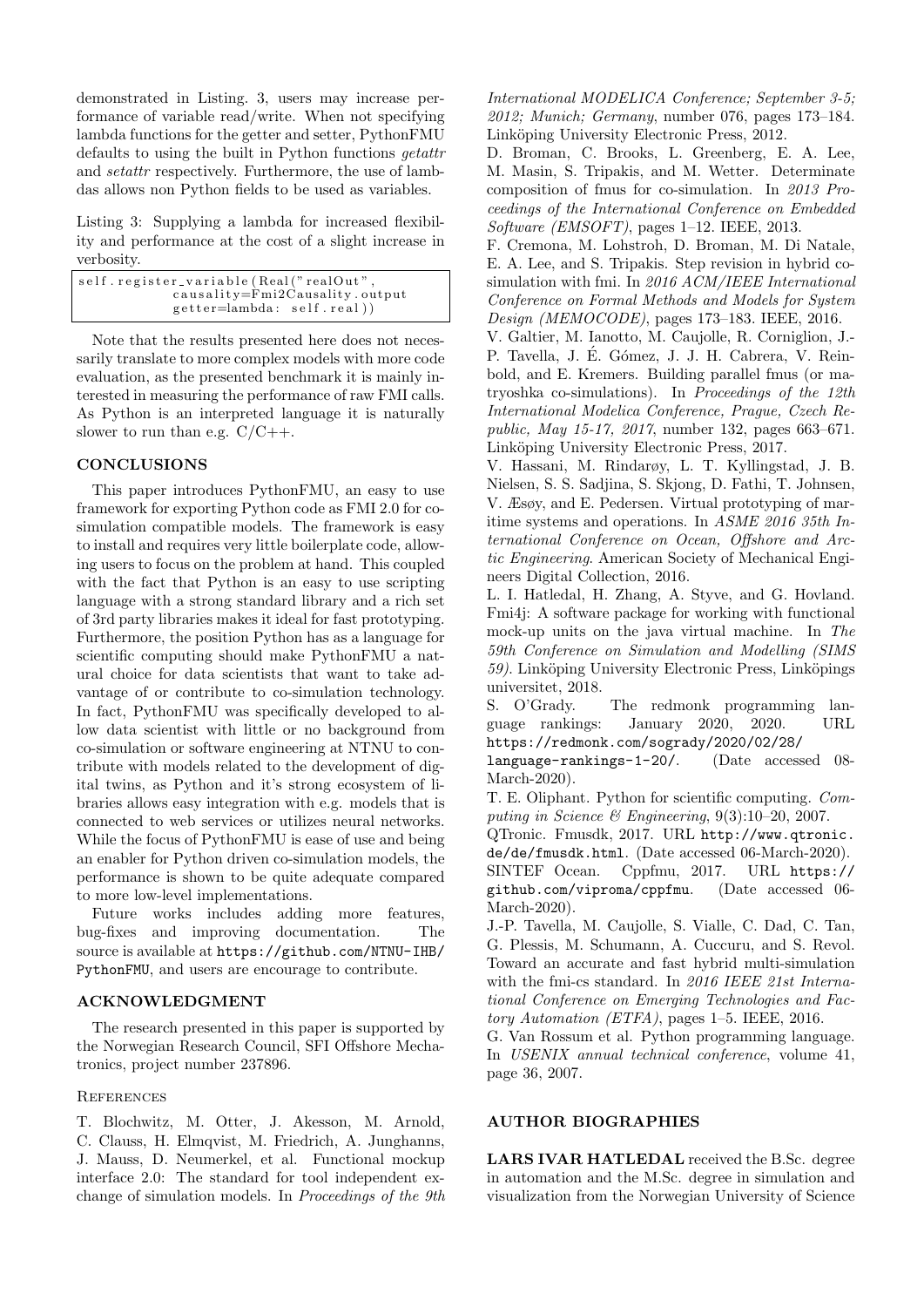demonstrated in Listing. 3, users may increase performance of variable read/write. When not specifying lambda functions for the getter and setter, PythonFMU defaults to using the built in Python functions *getattr* and *setattr* respectively. Furthermore, the use of lambdas allows non Python fields to be used as variables.

Listing 3: Supplying a lambda for increased flexibility and performance at the cost of a slight increase in verbosity.

```
self.register_variable(Real("realOut",
             causality=Fmi2Causality.output
             getter=lambda: self.real))
```

Note that the results presented here does not necessarily translate to more complex models with more code evaluation, as the presented benchmark it is mainly interested in measuring the performance of raw FMI calls. As Python is an interpreted language it is naturally slower to run than e.g. C/C++.

## CONCLUSIONS

This paper introduces PythonFMU, an easy to use framework for exporting Python code as FMI 2.0 for co-simulation compatible models. The framework is easy to install and requires very little boilerplate code, allowing users to focus on the problem at hand. This coupled with the fact that Python is an easy to use scripting language with a strong standard library and a rich set of 3rd party libraries makes it ideal for fast prototyping. Furthermore, the position Python has as a language for scientific computing should make PythonFMU a natural choice for data scientists that want to take advantage of or contribute to co-simulation technology. In fact, PythonFMU was specifically developed to allow data scientist with little or no background from co-simulation or software engineering at NTNU to contribute with models related to the development of digital twins, as Python and it's strong ecosystem of libraries allows easy integration with e.g. models that is connected to web services or utilizes neural networks. While the focus of PythonFMU is ease of use and being an enabler for Python driven co-simulation models, the performance is shown to be quite adequate compared to more low-level implementations.

Future works includes adding more features, bug-fixes and improving documentation. The source is available at https://github.com/NTNU-IHB/PythonFMU, and users are encourage to contribute.

## ACKNOWLEDGMENT

The research presented in this paper is supported by the Norwegian Research Council, SFI Offshore Mechatronics, project number 237896.

## References

T. Blochwitz, M. Otter, J. Akesson, M. Arnold, C. Clauss, H. Elmqvist, M. Friedrich, A. Junghanns, J. Mauss, D. Neumerkel, et al. Functional mockup interface 2.0: The standard for tool independent exchange of simulation models. In *Proceedings of the 9th International MODELICA Conference; September 3-5; 2012; Munich; Germany*, number 076, pages 173–184. Linköping University Electronic Press, 2012.

D. Broman, C. Brooks, L. Greenberg, E. A. Lee, M. Masin, S. Tripakis, and M. Wetter. Determinate composition of fmus for co-simulation. In *2013 Proceedings of the International Conference on Embedded Software (EMSOFT)*, pages 1–12. IEEE, 2013.

F. Cremona, M. Lohstroh, D. Broman, M. Di Natale, E. A. Lee, and S. Tripakis. Step revision in hybrid co-simulation with fmi. In *2016 ACM/IEEE International Conference on Formal Methods and Models for System Design (MEMOCODE)*, pages 173–183. IEEE, 2016.

V. Galtier, M. Ianotto, M. Caujolle, R. Corniglion, J.-P. Tavella, J. É. Gómez, J. J. H. Cabrera, V. Reinbold, and E. Kremers. Building parallel fmus (or matryoshka co-simulations). In *Proceedings of the 12th International Modelica Conference, Prague, Czech Republic, May 15-17, 2017*, number 132, pages 663–671. Linköping University Electronic Press, 2017.

V. Hassani, M. Rindarøy, L. T. Kyllingstad, J. B. Nielsen, S. S. Sadjina, S. Skjong, D. Fathi, T. Johnsen, V. Æsøy, and E. Pedersen. Virtual prototyping of maritime systems and operations. In *ASME 2016 35th International Conference on Ocean, Offshore and Arctic Engineering*. American Society of Mechanical Engineers Digital Collection, 2016.

L. I. Hatledal, H. Zhang, A. Styve, and G. Hovland. Fmi4j: A software package for working with functional mock-up units on the java virtual machine. In *The 59th Conference on Simulation and Modelling (SIMS 59)*. Linköping University Electronic Press, Linköpings universitet, 2018.

S. O'Grady. The redmonk programming language rankings: January 2020, 2020. URL https://redmonk.com/sogrady/2020/02/28/language-rankings-1-20/. (Date accessed 08-March-2020).

T. E. Oliphant. Python for scientific computing. *Computing in Science & Engineering*, 9(3):10–20, 2007.

QTronic. Fmusdk, 2017. URL http://www.qtronic.de/de/fmusdk.html. (Date accessed 06-March-2020).

SINTEF Ocean. Cppfmu, 2017. URL https://github.com/viproma/cppfmu. (Date accessed 06-March-2020).

J.-P. Tavella, M. Caujolle, S. Vialle, C. Dad, C. Tan, G. Plessis, M. Schumann, A. Cuccuru, and S. Revol. Toward an accurate and fast hybrid multi-simulation with the fmi-cs standard. In *2016 IEEE 21st International Conference on Emerging Technologies and Factory Automation (ETFA)*, pages 1–5. IEEE, 2016.

G. Van Rossum et al. Python programming language. In *USENIX annual technical conference*, volume 41, page 36, 2007.

## AUTHOR BIOGRAPHIES

**LARS IVAR HATLEDAL** received the B.Sc. degree in automation and the M.Sc. degree in simulation and visualization from the Norwegian University of Science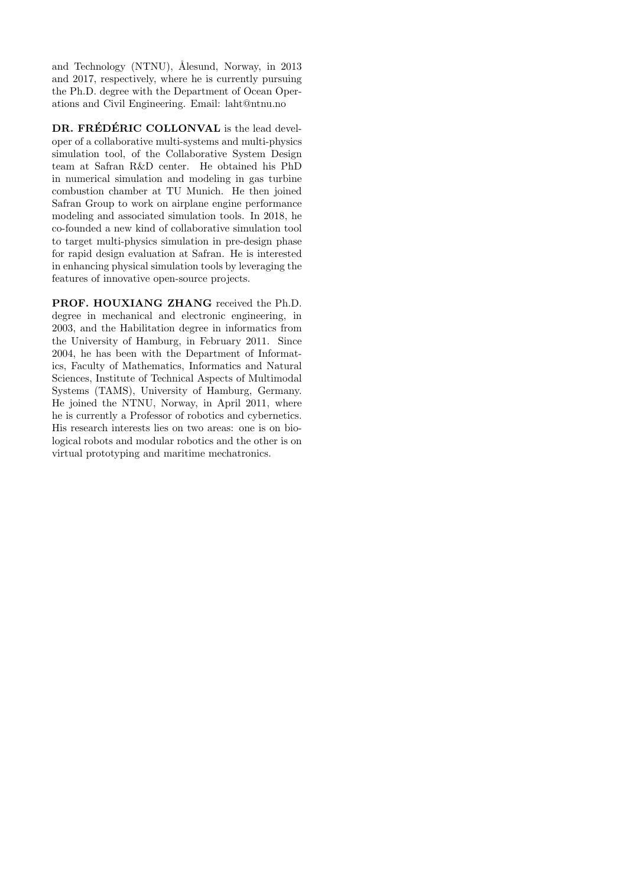and Technology (NTNU), Ålesund, Norway, in 2013 and 2017, respectively, where he is currently pursuing the Ph.D. degree with the Department of Ocean Operations and Civil Engineering. Email: laht@ntnu.no

**DR. FRÉDÉRIC COLLONVAL** is the lead developer of a collaborative multi-systems and multi-physics simulation tool, of the Collaborative System Design team at Safran R&D center. He obtained his PhD in numerical simulation and modeling in gas turbine combustion chamber at TU Munich. He then joined Safran Group to work on airplane engine performance modeling and associated simulation tools. In 2018, he co-founded a new kind of collaborative simulation tool to target multi-physics simulation in pre-design phase for rapid design evaluation at Safran. He is interested in enhancing physical simulation tools by leveraging the features of innovative open-source projects.

**PROF. HOUXIANG ZHANG** received the Ph.D. degree in mechanical and electronic engineering, in 2003, and the Habilitation degree in informatics from the University of Hamburg, in February 2011. Since 2004, he has been with the Department of Informatics, Faculty of Mathematics, Informatics and Natural Sciences, Institute of Technical Aspects of Multimodal Systems (TAMS), University of Hamburg, Germany. He joined the NTNU, Norway, in April 2011, where he is currently a Professor of robotics and cybernetics. His research interests lies on two areas: one is on biological robots and modular robotics and the other is on virtual prototyping and maritime mechatronics.